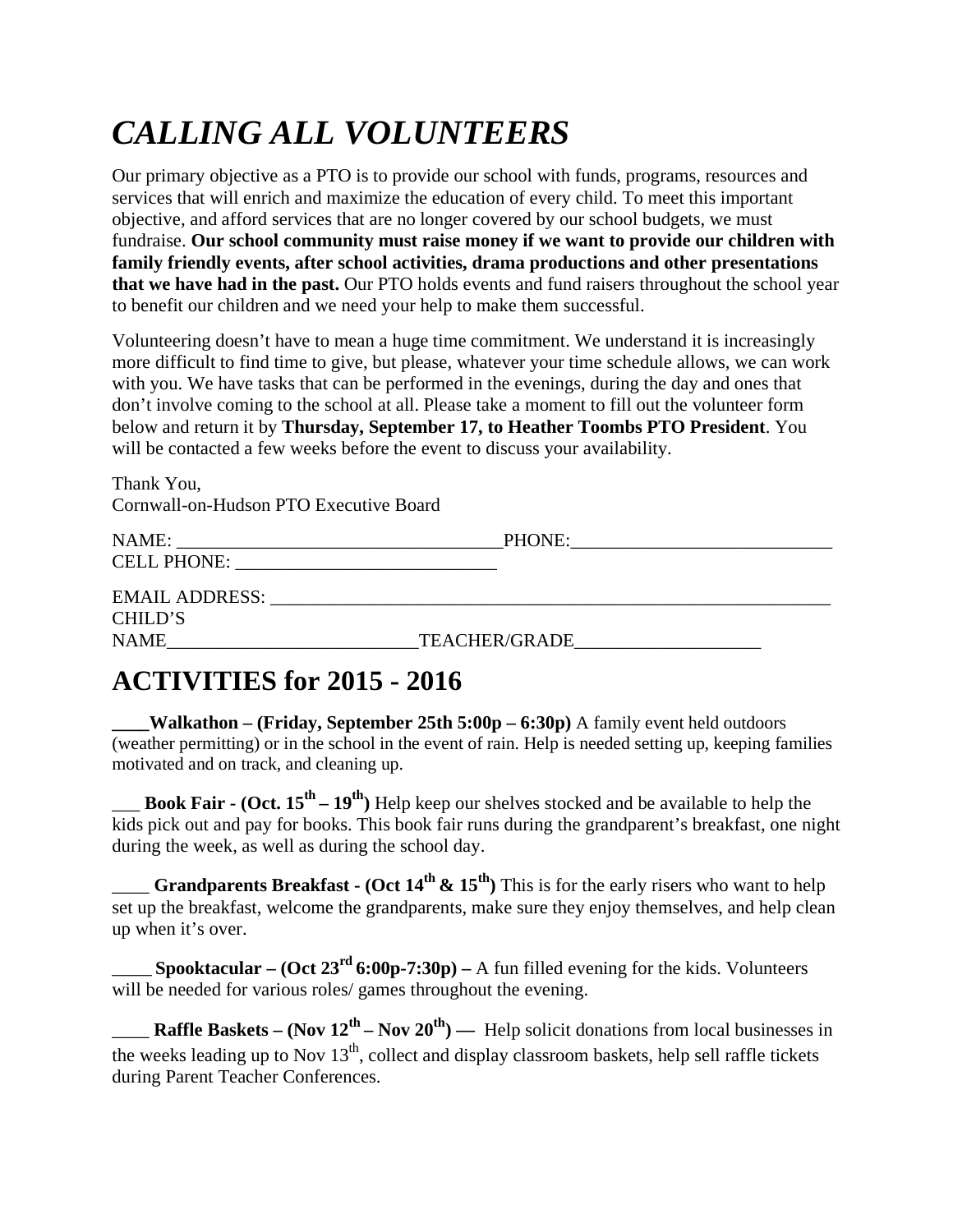# *CALLING ALL VOLUNTEERS*

Our primary objective as a PTO is to provide our school with funds, programs, resources and services that will enrich and maximize the education of every child. To meet this important objective, and afford services that are no longer covered by our school budgets, we must fundraise. **Our school community must raise money if we want to provide our children with family friendly events, after school activities, drama productions and other presentations that we have had in the past.** Our PTO holds events and fund raisers throughout the school year to benefit our children and we need your help to make them successful.

Volunteering doesn't have to mean a huge time commitment. We understand it is increasingly more difficult to find time to give, but please, whatever your time schedule allows, we can work with you. We have tasks that can be performed in the evenings, during the day and ones that don't involve coming to the school at all. Please take a moment to fill out the volunteer form below and return it by **Thursday, September 17, to Heather Toombs PTO President**. You will be contacted a few weeks before the event to discuss your availability.

Thank You,
Cornwall-on-Hudson PTO Executive Board

NAME: ___________________________________PHONE:____________________________
CELL PHONE: ____________________________

EMAIL ADDRESS: ______________________________________________________________
CHILD'S NAME__________________________TEACHER/GRADE___________________

## ACTIVITIES for 2015 - 2016

**____Walkathon – (Friday, September 25th 5:00p – 6:30p)** A family event held outdoors (weather permitting) or in the school in the event of rain. Help is needed setting up, keeping families motivated and on track, and cleaning up.

___ **Book Fair - (Oct. 15th – 19th)** Help keep our shelves stocked and be available to help the kids pick out and pay for books. This book fair runs during the grandparent's breakfast, one night during the week, as well as during the school day.

____ **Grandparents Breakfast - (Oct 14th & 15th)** This is for the early risers who want to help set up the breakfast, welcome the grandparents, make sure they enjoy themselves, and help clean up when it's over.

____ **Spooktacular – (Oct 23rd 6:00p-7:30p) –** A fun filled evening for the kids. Volunteers will be needed for various roles/ games throughout the evening.

____ **Raffle Baskets – (Nov 12th – Nov 20th) —** Help solicit donations from local businesses in the weeks leading up to Nov 13th, collect and display classroom baskets, help sell raffle tickets during Parent Teacher Conferences.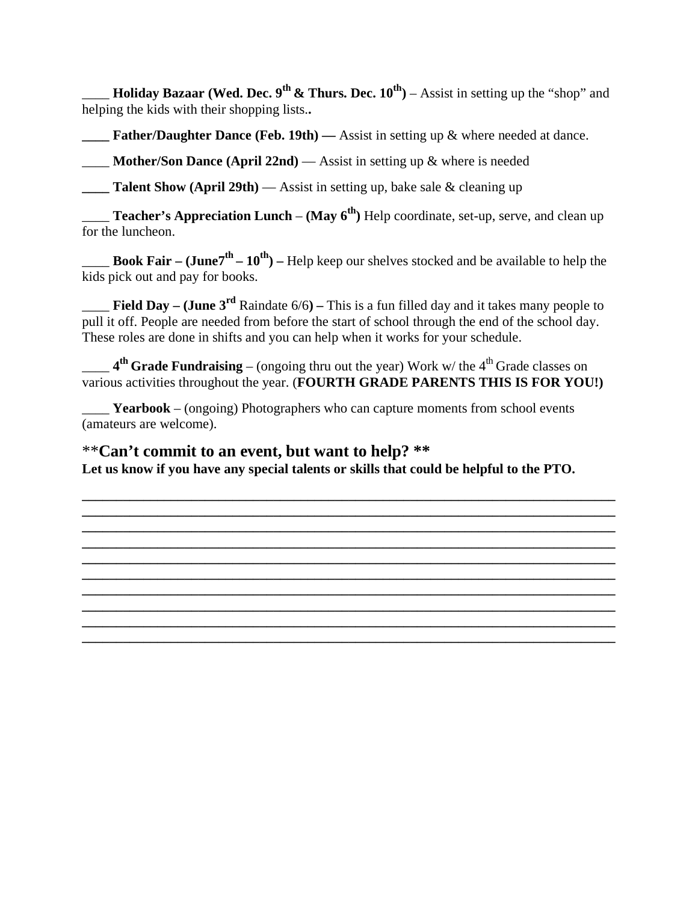____ **Holiday Bazaar (Wed. Dec. 9th & Thurs. Dec. 10th)** – Assist in setting up the "shop" and helping the kids with their shopping lists**..**

**____ Father/Daughter Dance (Feb. 19th) —** Assist in setting up & where needed at dance.

____ **Mother/Son Dance (April 22nd)** — Assist in setting up & where is needed

**____ Talent Show (April 29th)** — Assist in setting up, bake sale & cleaning up

____ **Teacher's Appreciation Lunch** – **(May 6th)** Help coordinate, set-up, serve, and clean up for the luncheon.

____ **Book Fair – (June7th – 10th) –** Help keep our shelves stocked and be available to help the kids pick out and pay for books.

____ **Field Day – (June 3rd** Raindate 6/6**) –** This is a fun filled day and it takes many people to pull it off. People are needed from before the start of school through the end of the school day. These roles are done in shifts and you can help when it works for your schedule.

____ **4th Grade Fundraising** – (ongoing thru out the year) Work w/ the 4th Grade classes on various activities throughout the year. (**FOURTH GRADE PARENTS THIS IS FOR YOU!)**

____ **Yearbook** – (ongoing) Photographers who can capture moments from school events (amateurs are welcome).

### **Can't commit to an event, but want to help? **

**Let us know if you have any special talents or skills that could be helpful to the PTO.**

______________________________________________________________________________
______________________________________________________________________________
______________________________________________________________________________
______________________________________________________________________________
______________________________________________________________________________
______________________________________________________________________________
______________________________________________________________________________
______________________________________________________________________________
______________________________________________________________________________
______________________________________________________________________________